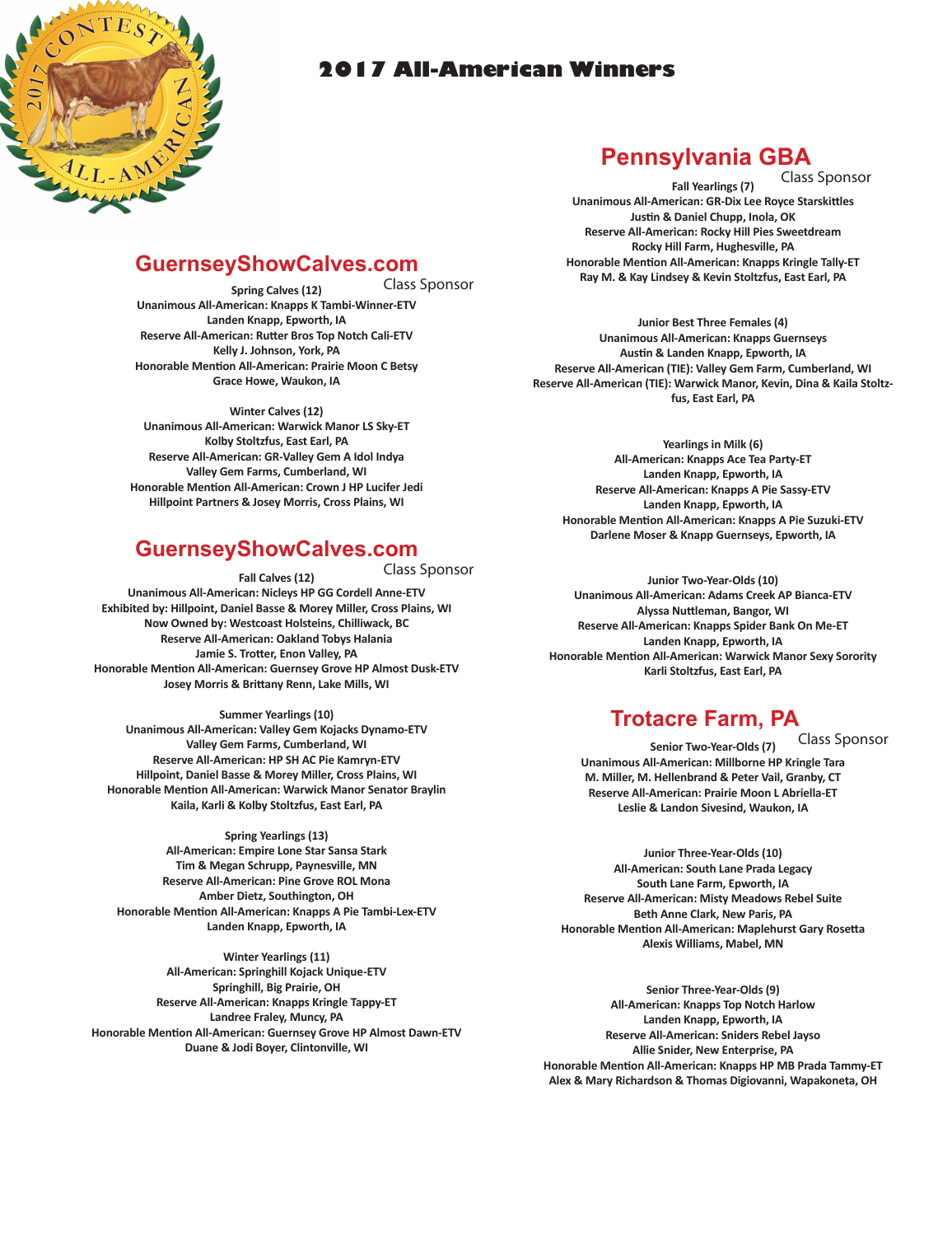# 2017 All-American Winners

## GuernseyShowCalves.com

Class Sponsor

**Spring Calves (12)**
Unanimous All-American: Knapps K Tambi-Winner-ETV
Landen Knapp, Epworth, IA
Reserve All-American: Rutter Bros Top Notch Cali-ETV
Kelly J. Johnson, York, PA
Honorable Mention All-American: Prairie Moon C Betsy
Grace Howe, Waukon, IA

**Winter Calves (12)**
Unanimous All-American: Warwick Manor LS Sky-ET
Kolby Stoltzfus, East Earl, PA
Reserve All-American: GR-Valley Gem A Idol Indya
Valley Gem Farms, Cumberland, WI
Honorable Mention All-American: Crown J HP Lucifer Jedi
Hillpoint Partners & Josey Morris, Cross Plains, WI

## GuernseyShowCalves.com

Class Sponsor

**Fall Calves (12)**
Unanimous All-American: Nicleys HP GG Cordell Anne-ETV
Exhibited by: Hillpoint, Daniel Basse & Morey Miller, Cross Plains, WI
Now Owned by: Westcoast Holsteins, Chilliwack, BC
Reserve All-American: Oakland Tobys Halania
Jamie S. Trotter, Enon Valley, PA
Honorable Mention All-American: Guernsey Grove HP Almost Dusk-ETV
Josey Morris & Brittany Renn, Lake Mills, WI

**Summer Yearlings (10)**
Unanimous All-American: Valley Gem Kojacks Dynamo-ETV
Valley Gem Farms, Cumberland, WI
Reserve All-American: HP SH AC Pie Kamryn-ETV
Hillpoint, Daniel Basse & Morey Miller, Cross Plains, WI
Honorable Mention All-American: Warwick Manor Senator Braylin
Kaila, Karli & Kolby Stoltzfus, East Earl, PA

**Spring Yearlings (13)**
All-American: Empire Lone Star Sansa Stark
Tim & Megan Schrupp, Paynesville, MN
Reserve All-American: Pine Grove ROL Mona
Amber Dietz, Southington, OH
Honorable Mention All-American: Knapps A Pie Tambi-Lex-ETV
Landen Knapp, Epworth, IA

**Winter Yearlings (11)**
All-American: Springhill Kojack Unique-ETV
Springhill, Big Prairie, OH
Reserve All-American: Knapps Kringle Tappy-ET
Landree Fraley, Muncy, PA
Honorable Mention All-American: Guernsey Grove HP Almost Dawn-ETV
Duane & Jodi Boyer, Clintonville, WI

## Pennsylvania GBA

Class Sponsor

**Fall Yearlings (7)**
Unanimous All-American: GR-Dix Lee Royce Starskittles
Justin & Daniel Chupp, Inola, OK
Reserve All-American: Rocky Hill Pies Sweetdream
Rocky Hill Farm, Hughesville, PA
Honorable Mention All-American: Knapps Kringle Tally-ET
Ray M. & Kay Lindsey & Kevin Stoltzfus, East Earl, PA

**Junior Best Three Females (4)**
Unanimous All-American: Knapps Guernseys
Austin & Landen Knapp, Epworth, IA
Reserve All-American (TIE): Valley Gem Farm, Cumberland, WI
Reserve All-American (TIE): Warwick Manor, Kevin, Dina & Kaila Stoltzfus, East Earl, PA

**Yearlings in Milk (6)**
All-American: Knapps Ace Tea Party-ET
Landen Knapp, Epworth, IA
Reserve All-American: Knapps A Pie Sassy-ETV
Landen Knapp, Epworth, IA
Honorable Mention All-American: Knapps A Pie Suzuki-ETV
Darlene Moser & Knapp Guernseys, Epworth, IA

**Junior Two-Year-Olds (10)**
Unanimous All-American: Adams Creek AP Bianca-ETV
Alyssa Nuttleman, Bangor, WI
Reserve All-American: Knapps Spider Bank On Me-ET
Landen Knapp, Epworth, IA
Honorable Mention All-American: Warwick Manor Sexy Sorority
Karli Stoltzfus, East Earl, PA

## Trotacre Farm, PA

Class Sponsor

**Senior Two-Year-Olds (7)**
Unanimous All-American: Millborne HP Kringle Tara
M. Miller, M. Hellenbrand & Peter Vail, Granby, CT
Reserve All-American: Prairie Moon L Abriella-ET
Leslie & Landon Sivesind, Waukon, IA

**Junior Three-Year-Olds (10)**
All-American: South Lane Prada Legacy
South Lane Farm, Epworth, IA
Reserve All-American: Misty Meadows Rebel Suite
Beth Anne Clark, New Paris, PA
Honorable Mention All-American: Maplehurst Gary Rosetta
Alexis Williams, Mabel, MN

**Senior Three-Year-Olds (9)**
All-American: Knapps Top Notch Harlow
Landen Knapp, Epworth, IA
Reserve All-American: Sniders Rebel Jayso
Allie Snider, New Enterprise, PA
Honorable Mention All-American: Knapps HP MB Prada Tammy-ET
Alex & Mary Richardson & Thomas Digiovanni, Wapakoneta, OH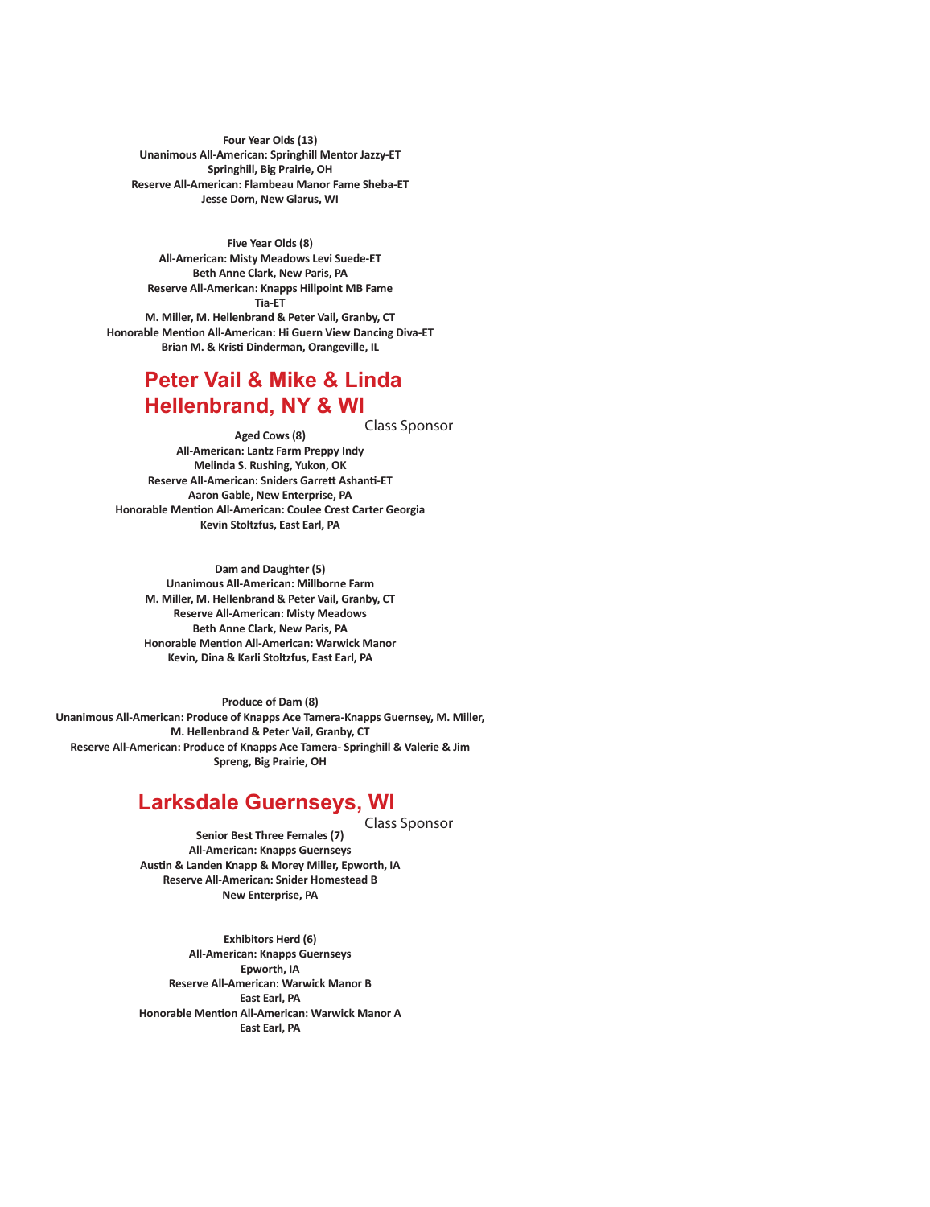**Four Year Olds (13)**
**Unanimous All-American: Springhill Mentor Jazzy-ET**
**Springhill, Big Prairie, OH**
**Reserve All-American: Flambeau Manor Fame Sheba-ET**
**Jesse Dorn, New Glarus, WI**

**Five Year Olds (8)**
**All-American: Misty Meadows Levi Suede-ET**
**Beth Anne Clark, New Paris, PA**
**Reserve All-American: Knapps Hillpoint MB Fame Tia-ET**
**M. Miller, M. Hellenbrand & Peter Vail, Granby, CT**
**Honorable Mention All-American: Hi Guern View Dancing Diva-ET**
**Brian M. & Kristi Dinderman, Orangeville, IL**

## Peter Vail & Mike & Linda Hellenbrand, NY & WI

Class Sponsor

**Aged Cows (8)**
**All-American: Lantz Farm Preppy Indy**
**Melinda S. Rushing, Yukon, OK**
**Reserve All-American: Sniders Garrett Ashanti-ET**
**Aaron Gable, New Enterprise, PA**
**Honorable Mention All-American: Coulee Crest Carter Georgia**
**Kevin Stoltzfus, East Earl, PA**

**Dam and Daughter (5)**
**Unanimous All-American: Millborne Farm**
**M. Miller, M. Hellenbrand & Peter Vail, Granby, CT**
**Reserve All-American: Misty Meadows**
**Beth Anne Clark, New Paris, PA**
**Honorable Mention All-American: Warwick Manor**
**Kevin, Dina & Karli Stoltzfus, East Earl, PA**

**Produce of Dam (8)**
**Unanimous All-American: Produce of Knapps Ace Tamera-Knapps Guernsey, M. Miller, M. Hellenbrand & Peter Vail, Granby, CT**
**Reserve All-American: Produce of Knapps Ace Tamera- Springhill & Valerie & Jim Spreng, Big Prairie, OH**

## Larksdale Guernseys, WI

Class Sponsor

**Senior Best Three Females (7)**
**All-American: Knapps Guernseys**
**Austin & Landen Knapp & Morey Miller, Epworth, IA**
**Reserve All-American: Snider Homestead B**
**New Enterprise, PA**

**Exhibitors Herd (6)**
**All-American: Knapps Guernseys**
**Epworth, IA**
**Reserve All-American: Warwick Manor B**
**East Earl, PA**
**Honorable Mention All-American: Warwick Manor A**
**East Earl, PA**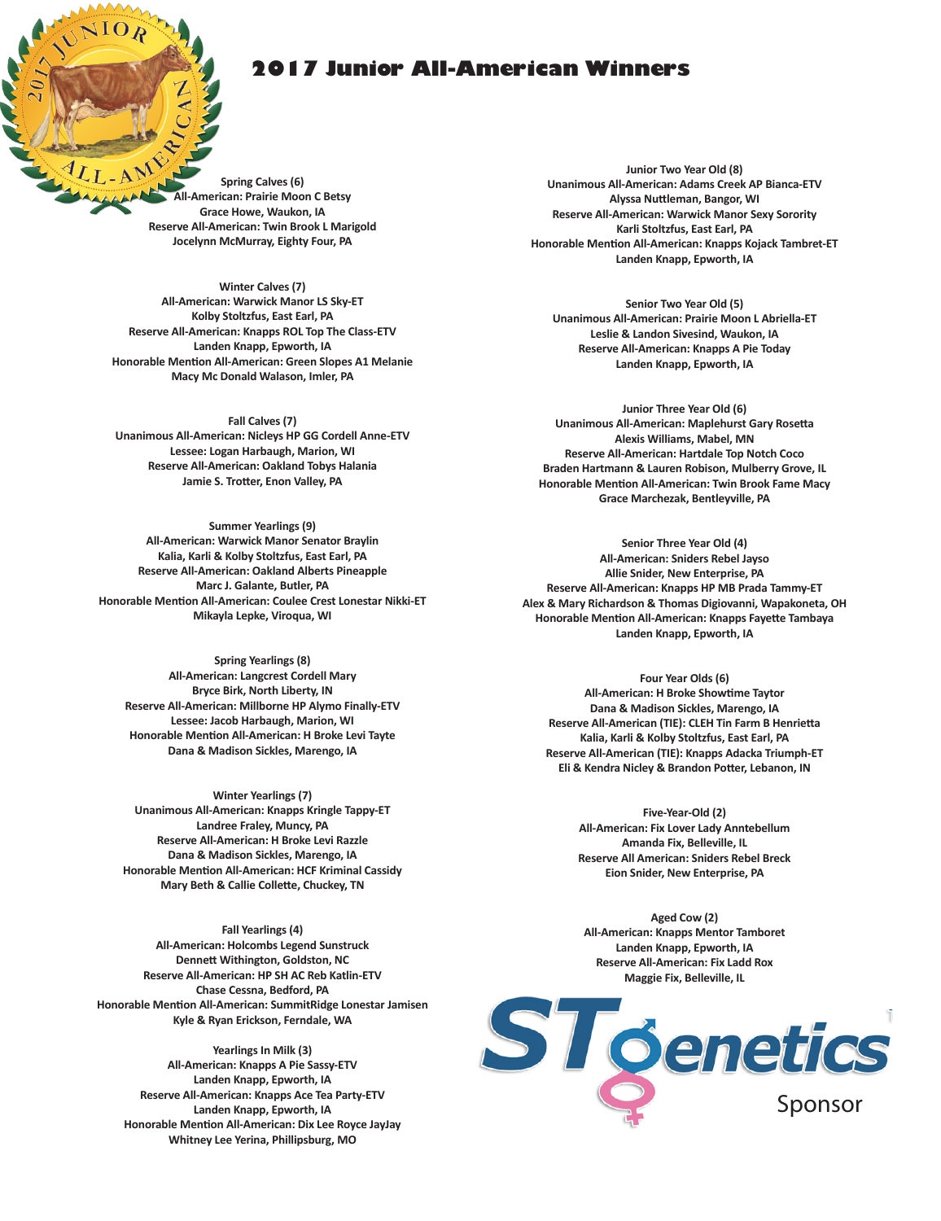# 2017 Junior All-American Winners

**Spring Calves (6)**
All-American: Prairie Moon C Betsy
Grace Howe, Waukon, IA
Reserve All-American: Twin Brook L Marigold
Jocelynn McMurray, Eighty Four, PA

**Winter Calves (7)**
All-American: Warwick Manor LS Sky-ET
Kolby Stoltzfus, East Earl, PA
Reserve All-American: Knapps ROL Top The Class-ETV
Landen Knapp, Epworth, IA
Honorable Mention All-American: Green Slopes A1 Melanie
Macy Mc Donald Walason, Imler, PA

**Fall Calves (7)**
Unanimous All-American: Nicleys HP GG Cordell Anne-ETV
Lessee: Logan Harbaugh, Marion, WI
Reserve All-American: Oakland Tobys Halania
Jamie S. Trotter, Enon Valley, PA

**Summer Yearlings (9)**
All-American: Warwick Manor Senator Braylin
Kalia, Karli & Kolby Stoltzfus, East Earl, PA
Reserve All-American: Oakland Alberts Pineapple
Marc J. Galante, Butler, PA
Honorable Mention All-American: Coulee Crest Lonestar Nikki-ET
Mikayla Lepke, Viroqua, WI

**Spring Yearlings (8)**
All-American: Langcrest Cordell Mary
Bryce Birk, North Liberty, IN
Reserve All-American: Millborne HP Alymo Finally-ETV
Lessee: Jacob Harbaugh, Marion, WI
Honorable Mention All-American: H Broke Levi Tayte
Dana & Madison Sickles, Marengo, IA

**Winter Yearlings (7)**
Unanimous All-American: Knapps Kringle Tappy-ET
Landree Fraley, Muncy, PA
Reserve All-American: H Broke Levi Razzle
Dana & Madison Sickles, Marengo, IA
Honorable Mention All-American: HCF Kriminal Cassidy
Mary Beth & Callie Collette, Chuckey, TN

**Fall Yearlings (4)**
All-American: Holcombs Legend Sunstruck
Dennett Withington, Goldston, NC
Reserve All-American: HP SH AC Reb Katlin-ETV
Chase Cessna, Bedford, PA
Honorable Mention All-American: SummitRidge Lonestar Jamisen
Kyle & Ryan Erickson, Ferndale, WA

**Yearlings In Milk (3)**
All-American: Knapps A Pie Sassy-ETV
Landen Knapp, Epworth, IA
Reserve All-American: Knapps Ace Tea Party-ETV
Landen Knapp, Epworth, IA
Honorable Mention All-American: Dix Lee Royce JayJay
Whitney Lee Yerina, Phillipsburg, MO

**Junior Two Year Old (8)**
Unanimous All-American: Adams Creek AP Bianca-ETV
Alyssa Nuttleman, Bangor, WI
Reserve All-American: Warwick Manor Sexy Sorority
Karli Stoltzfus, East Earl, PA
Honorable Mention All-American: Knapps Kojack Tambret-ET
Landen Knapp, Epworth, IA

**Senior Two Year Old (5)**
Unanimous All-American: Prairie Moon L Abriella-ET
Leslie & Landon Sivesind, Waukon, IA
Reserve All-American: Knapps A Pie Today
Landen Knapp, Epworth, IA

**Junior Three Year Old (6)**
Unanimous All-American: Maplehurst Gary Rosetta
Alexis Williams, Mabel, MN
Reserve All-American: Hartdale Top Notch Coco
Braden Hartmann & Lauren Robison, Mulberry Grove, IL
Honorable Mention All-American: Twin Brook Fame Macy
Grace Marchezak, Bentleyville, PA

**Senior Three Year Old (4)**
All-American: Sniders Rebel Jayso
Allie Snider, New Enterprise, PA
Reserve All-American: Knapps HP MB Prada Tammy-ET
Alex & Mary Richardson & Thomas Digiovanni, Wapakoneta, OH
Honorable Mention All-American: Knapps Fayette Tambaya
Landen Knapp, Epworth, IA

**Four Year Olds (6)**
All-American: H Broke Showtime Taytor
Dana & Madison Sickles, Marengo, IA
Reserve All-American (TIE): CLEH Tin Farm B Henrietta
Kalia, Karli & Kolby Stoltzfus, East Earl, PA
Reserve All-American (TIE): Knapps Adacka Triumph-ET
Eli & Kendra Nicley & Brandon Potter, Lebanon, IN

**Five-Year-Old (2)**
All-American: Fix Lover Lady Anntebellum
Amanda Fix, Belleville, IL
Reserve All American: Sniders Rebel Breck
Eion Snider, New Enterprise, PA

**Aged Cow (2)**
All-American: Knapps Mentor Tamboret
Landen Knapp, Epworth, IA
Reserve All-American: Fix Ladd Rox
Maggie Fix, Belleville, IL

STgenetics
Sponsor